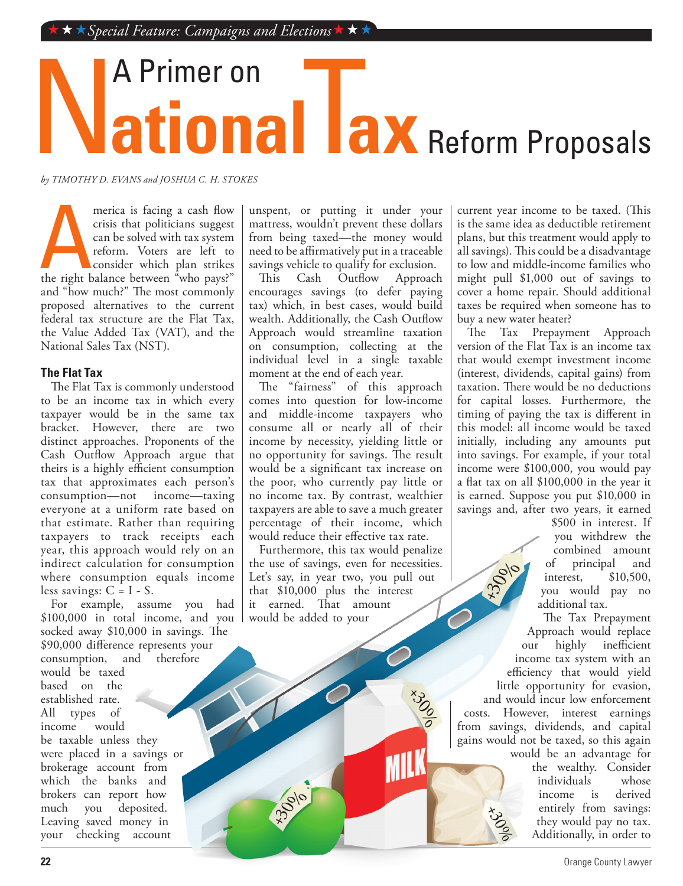★★★*Special Feature: Campaigns and Elections*★★★

# A Primer on National Tax Reform Proposals

*by TIMOTHY D. EVANS and JOSHUA C. H. STOKES*

America is facing a cash flow crisis that politicians suggest can be solved with tax system reform. Voters are left to consider which plan strikes the right balance between "who pays?" and "how much?" The most commonly proposed alternatives to the current federal tax structure are the Flat Tax, the Value Added Tax (VAT), and the National Sales Tax (NST).

### The Flat Tax

The Flat Tax is commonly understood to be an income tax in which every taxpayer would be in the same tax bracket. However, there are two distinct approaches. Proponents of the Cash Outflow Approach argue that theirs is a highly efficient consumption tax that approximates each person's consumption—not income—taxing everyone at a uniform rate based on that estimate. Rather than requiring taxpayers to track receipts each year, this approach would rely on an indirect calculation for consumption where consumption equals income less savings: C = I - S.

For example, assume you had $100,000 in total income, and you socked away $10,000 in savings. The $90,000 difference represents your consumption, and therefore would be taxed based on the established rate. All types of income would be taxable unless they were placed in a savings or brokerage account from which the banks and brokers can report how much you deposited. Leaving saved money in your checking account unspent, or putting it under your mattress, wouldn't prevent these dollars from being taxed—the money would need to be affirmatively put in a traceable savings vehicle to qualify for exclusion.

This Cash Outflow Approach encourages savings (to defer paying tax) which, in best cases, would build wealth. Additionally, the Cash Outflow Approach would streamline taxation on consumption, collecting at the individual level in a single taxable moment at the end of each year.

The "fairness" of this approach comes into question for low-income and middle-income taxpayers who consume all or nearly all of their income by necessity, yielding little or no opportunity for savings. The result would be a significant tax increase on the poor, who currently pay little or no income tax. By contrast, wealthier taxpayers are able to save a much greater percentage of their income, which would reduce their effective tax rate.

Furthermore, this tax would penalize the use of savings, even for necessities. Let's say, in year two, you pull out that $10,000 plus the interest it earned. That amount would be added to your current year income to be taxed. (This is the same idea as deductible retirement plans, but this treatment would apply to all savings). This could be a disadvantage to low and middle-income families who might pull $1,000 out of savings to cover a home repair. Should additional taxes be required when someone has to buy a new water heater?

The Tax Prepayment Approach version of the Flat Tax is an income tax that would exempt investment income (interest, dividends, capital gains) from taxation. There would be no deductions for capital losses. Furthermore, the timing of paying the tax is different in this model: all income would be taxed initially, including any amounts put into savings. For example, if your total income were $100,000, you would pay a flat tax on all $100,000 in the year it is earned. Suppose you put $10,000 in savings and, after two years, it earned $500 in interest. If you withdrew the combined amount of principal and interest, $10,500, you would pay no additional tax.

The Tax Prepayment Approach would replace our highly inefficient income tax system with an efficiency that would yield little opportunity for evasion, and would incur low enforcement costs. However, interest earnings from savings, dividends, and capital gains would not be taxed, so this again would be an advantage for the wealthy. Consider individuals whose income is derived entirely from savings: they would pay no tax. Additionally, in order to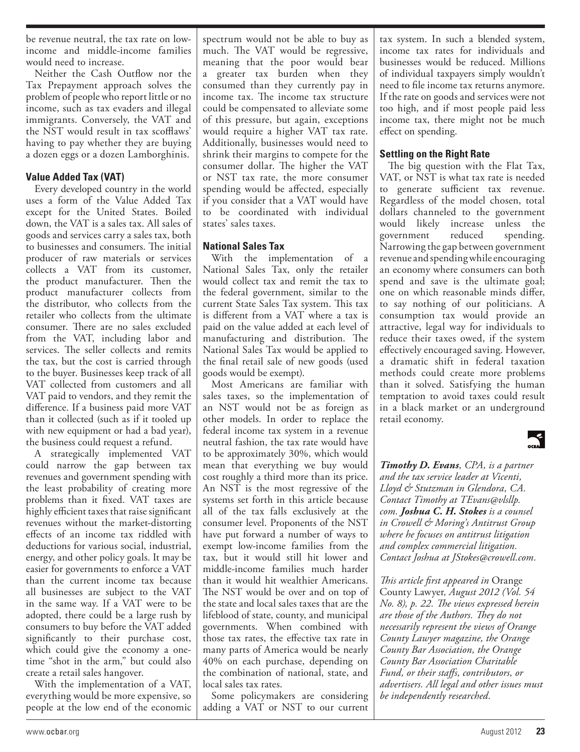be revenue neutral, the tax rate on low-income and middle-income families would need to increase.

Neither the Cash Outflow nor the Tax Prepayment approach solves the problem of people who report little or no income, such as tax evaders and illegal immigrants. Conversely, the VAT and the NST would result in tax scofflaws' having to pay whether they are buying a dozen eggs or a dozen Lamborghinis.

### Value Added Tax (VAT)

Every developed country in the world uses a form of the Value Added Tax except for the United States. Boiled down, the VAT is a sales tax. All sales of goods and services carry a sales tax, both to businesses and consumers. The initial producer of raw materials or services collects a VAT from its customer, the product manufacturer. Then the product manufacturer collects from the distributor, who collects from the retailer who collects from the ultimate consumer. There are no sales excluded from the VAT, including labor and services. The seller collects and remits the tax, but the cost is carried through to the buyer. Businesses keep track of all VAT collected from customers and all VAT paid to vendors, and they remit the difference. If a business paid more VAT than it collected (such as if it tooled up with new equipment or had a bad year), the business could request a refund.

A strategically implemented VAT could narrow the gap between tax revenues and government spending with the least probability of creating more problems than it fixed. VAT taxes are highly efficient taxes that raise significant revenues without the market-distorting effects of an income tax riddled with deductions for various social, industrial, energy, and other policy goals. It may be easier for governments to enforce a VAT than the current income tax because all businesses are subject to the VAT in the same way. If a VAT were to be adopted, there could be a large rush by consumers to buy before the VAT added significantly to their purchase cost, which could give the economy a one-time "shot in the arm," but could also create a retail sales hangover.

With the implementation of a VAT, everything would be more expensive, so people at the low end of the economic spectrum would not be able to buy as much. The VAT would be regressive, meaning that the poor would bear a greater tax burden when they consumed than they currently pay in income tax. The income tax structure could be compensated to alleviate some of this pressure, but again, exceptions would require a higher VAT tax rate. Additionally, businesses would need to shrink their margins to compete for the consumer dollar. The higher the VAT or NST tax rate, the more consumer spending would be affected, especially if you consider that a VAT would have to be coordinated with individual states' sales taxes.

### National Sales Tax

With the implementation of a National Sales Tax, only the retailer would collect tax and remit the tax to the federal government, similar to the current State Sales Tax system. This tax is different from a VAT where a tax is paid on the value added at each level of manufacturing and distribution. The National Sales Tax would be applied to the final retail sale of new goods (used goods would be exempt).

Most Americans are familiar with sales taxes, so the implementation of an NST would not be as foreign as other models. In order to replace the federal income tax system in a revenue neutral fashion, the tax rate would have to be approximately 30%, which would mean that everything we buy would cost roughly a third more than its price. An NST is the most regressive of the systems set forth in this article because all of the tax falls exclusively at the consumer level. Proponents of the NST have put forward a number of ways to exempt low-income families from the tax, but it would still hit lower and middle-income families much harder than it would hit wealthier Americans. The NST would be over and on top of the state and local sales taxes that are the lifeblood of state, county, and municipal governments. When combined with those tax rates, the effective tax rate in many parts of America would be nearly 40% on each purchase, depending on the combination of national, state, and local sales tax rates.

Some policymakers are considering adding a VAT or NST to our current tax system. In such a blended system, income tax rates for individuals and businesses would be reduced. Millions of individual taxpayers simply wouldn't need to file income tax returns anymore. If the rate on goods and services were not too high, and if most people paid less income tax, there might not be much effect on spending.

### Settling on the Right Rate

The big question with the Flat Tax, VAT, or NST is what tax rate is needed to generate sufficient tax revenue. Regardless of the model chosen, total dollars channeled to the government would likely increase unless the government reduced spending. Narrowing the gap between government revenue and spending while encouraging an economy where consumers can both spend and save is the ultimate goal; one on which reasonable minds differ, to say nothing of our politicians. A consumption tax would provide an attractive, legal way for individuals to reduce their taxes owed, if the system effectively encouraged saving. However, a dramatic shift in federal taxation methods could create more problems than it solved. Satisfying the human temptation to avoid taxes could result in a black market or an underground retail economy.

***Timothy D. Evans**, CPA, is a partner and the tax service leader at Vicenti, Lloyd & Stutzman in Glendora, CA. Contact Timothy at TEvans@vlsllp.com. **Joshua C. H. Stokes** is a counsel in Crowell & Moring's Antitrust Group where he focuses on antitrust litigation and complex commercial litigation. Contact Joshua at JStokes@crowell.com.*

*This article first appeared in* Orange County Lawyer*, August 2012 (Vol. 54 No. 8), p. 22. The views expressed herein are those of the Authors. They do not necessarily represent the views of Orange County Lawyer magazine, the Orange County Bar Association, the Orange County Bar Association Charitable Fund, or their staffs, contributors, or advertisers. All legal and other issues must be independently researched.*